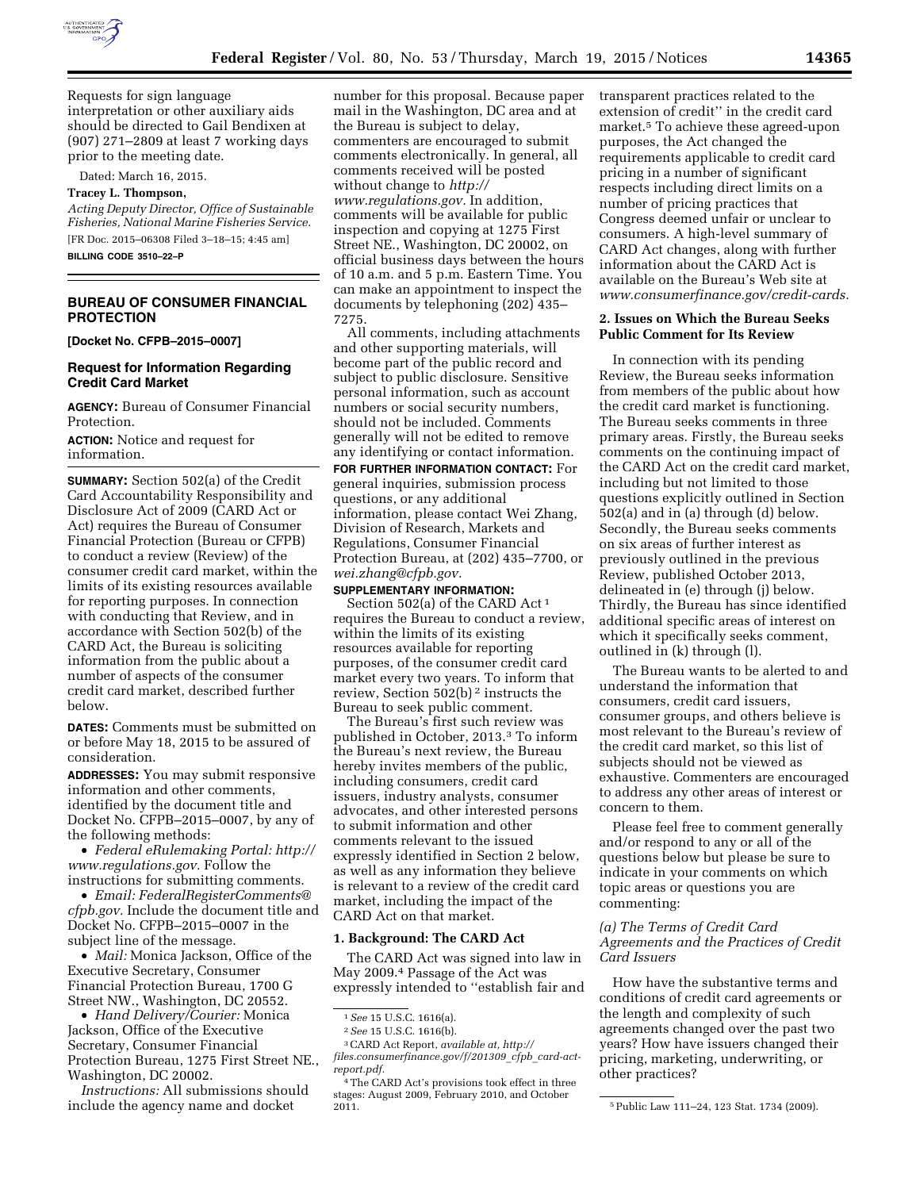Requests for sign language interpretation or other auxiliary aids should be directed to Gail Bendixen at (907) 271–2809 at least 7 working days prior to the meeting date.

Dated: March 16, 2015.

**Tracey L. Thompson,**

*Acting Deputy Director, Office of Sustainable Fisheries, National Marine Fisheries Service.*

[FR Doc. 2015–06308 Filed 3–18–15; 4:45 am]

**BILLING CODE 3510–22–P**

## BUREAU OF CONSUMER FINANCIAL PROTECTION

**[Docket No. CFPB–2015–0007]**

### Request for Information Regarding Credit Card Market

**AGENCY:** Bureau of Consumer Financial Protection.

**ACTION:** Notice and request for information.

**SUMMARY:** Section 502(a) of the Credit Card Accountability Responsibility and Disclosure Act of 2009 (CARD Act or Act) requires the Bureau of Consumer Financial Protection (Bureau or CFPB) to conduct a review (Review) of the consumer credit card market, within the limits of its existing resources available for reporting purposes. In connection with conducting that Review, and in accordance with Section 502(b) of the CARD Act, the Bureau is soliciting information from the public about a number of aspects of the consumer credit card market, described further below.

**DATES:** Comments must be submitted on or before May 18, 2015 to be assured of consideration.

**ADDRESSES:** You may submit responsive information and other comments, identified by the document title and Docket No. CFPB–2015–0007, by any of the following methods:

- *Federal eRulemaking Portal: http://www.regulations.gov.* Follow the instructions for submitting comments.
- *Email: FederalRegisterComments@cfpb.gov.* Include the document title and Docket No. CFPB–2015–0007 in the subject line of the message.
- *Mail:* Monica Jackson, Office of the Executive Secretary, Consumer Financial Protection Bureau, 1700 G Street NW., Washington, DC 20552.
- *Hand Delivery/Courier:* Monica Jackson, Office of the Executive Secretary, Consumer Financial Protection Bureau, 1275 First Street NE., Washington, DC 20002.

*Instructions:* All submissions should include the agency name and docket number for this proposal. Because paper mail in the Washington, DC area and at the Bureau is subject to delay, commenters are encouraged to submit comments electronically. In general, all comments received will be posted without change to *http://www.regulations.gov.* In addition, comments will be available for public inspection and copying at 1275 First Street NE., Washington, DC 20002, on official business days between the hours of 10 a.m. and 5 p.m. Eastern Time. You can make an appointment to inspect the documents by telephoning (202) 435–7275.

All comments, including attachments and other supporting materials, will become part of the public record and subject to public disclosure. Sensitive personal information, such as account numbers or social security numbers, should not be included. Comments generally will not be edited to remove any identifying or contact information.

**FOR FURTHER INFORMATION CONTACT:** For general inquiries, submission process questions, or any additional information, please contact Wei Zhang, Division of Research, Markets and Regulations, Consumer Financial Protection Bureau, at (202) 435–7700, or *wei.zhang@cfpb.gov.*

**SUPPLEMENTARY INFORMATION:**

Section 502(a) of the CARD Act [1] requires the Bureau to conduct a review, within the limits of its existing resources available for reporting purposes, of the consumer credit card market every two years. To inform that review, Section 502(b) [2] instructs the Bureau to seek public comment.

The Bureau's first such review was published in October, 2013.[3] To inform the Bureau's next review, the Bureau hereby invites members of the public, including consumers, credit card issuers, industry analysts, consumer advocates, and other interested persons to submit information and other comments relevant to the issued expressly identified in Section 2 below, as well as any information they believe is relevant to a review of the credit card market, including the impact of the CARD Act on that market.

### 1. Background: The CARD Act

The CARD Act was signed into law in May 2009.[4] Passage of the Act was expressly intended to ''establish fair and transparent practices related to the extension of credit'' in the credit card market.[5] To achieve these agreed-upon purposes, the Act changed the requirements applicable to credit card pricing in a number of significant respects including direct limits on a number of pricing practices that Congress deemed unfair or unclear to consumers. A high-level summary of CARD Act changes, along with further information about the CARD Act is available on the Bureau's Web site at *www.consumerfinance.gov/credit-cards.*

### 2. Issues on Which the Bureau Seeks Public Comment for Its Review

In connection with its pending Review, the Bureau seeks information from members of the public about how the credit card market is functioning. The Bureau seeks comments in three primary areas. Firstly, the Bureau seeks comments on the continuing impact of the CARD Act on the credit card market, including but not limited to those questions explicitly outlined in Section 502(a) and in (a) through (d) below. Secondly, the Bureau seeks comments on six areas of further interest as previously outlined in the previous Review, published October 2013, delineated in (e) through (j) below. Thirdly, the Bureau has since identified additional specific areas of interest on which it specifically seeks comment, outlined in (k) through (l).

The Bureau wants to be alerted to and understand the information that consumers, credit card issuers, consumer groups, and others believe is most relevant to the Bureau's review of the credit card market, so this list of subjects should not be viewed as exhaustive. Commenters are encouraged to address any other areas of interest or concern to them.

Please feel free to comment generally and/or respond to any or all of the questions below but please be sure to indicate in your comments on which topic areas or questions you are commenting:

#### *(a) The Terms of Credit Card Agreements and the Practices of Credit Card Issuers*

How have the substantive terms and conditions of credit card agreements or the length and complexity of such agreements changed over the past two years? How have issuers changed their pricing, marketing, underwriting, or other practices?

---

[1] *See* 15 U.S.C. 1616(a).

[2] *See* 15 U.S.C. 1616(b).

[3] CARD Act Report, *available at, http://files.consumerfinance.gov/f/201309_cfpb_card-act-report.pdf.*

[4] The CARD Act's provisions took effect in three stages: August 2009, February 2010, and October 2011.

[5] Public Law 111–24, 123 Stat. 1734 (2009).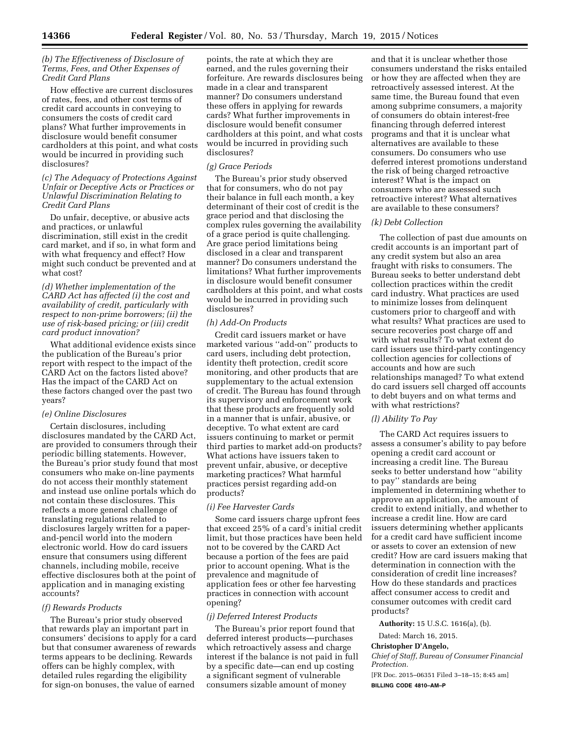*(b) The Effectiveness of Disclosure of Terms, Fees, and Other Expenses of Credit Card Plans*

How effective are current disclosures of rates, fees, and other cost terms of credit card accounts in conveying to consumers the costs of credit card plans? What further improvements in disclosure would benefit consumer cardholders at this point, and what costs would be incurred in providing such disclosures?

*(c) The Adequacy of Protections Against Unfair or Deceptive Acts or Practices or Unlawful Discrimination Relating to Credit Card Plans*

Do unfair, deceptive, or abusive acts and practices, or unlawful discrimination, still exist in the credit card market, and if so, in what form and with what frequency and effect? How might such conduct be prevented and at what cost?

*(d) Whether implementation of the CARD Act has affected (i) the cost and availability of credit, particularly with respect to non-prime borrowers; (ii) the use of risk-based pricing; or (iii) credit card product innovation?*

What additional evidence exists since the publication of the Bureau's prior report with respect to the impact of the CARD Act on the factors listed above? Has the impact of the CARD Act on these factors changed over the past two years?

*(e) Online Disclosures*

Certain disclosures, including disclosures mandated by the CARD Act, are provided to consumers through their periodic billing statements. However, the Bureau's prior study found that most consumers who make on-line payments do not access their monthly statement and instead use online portals which do not contain these disclosures. This reflects a more general challenge of translating regulations related to disclosures largely written for a paper-and-pencil world into the modern electronic world. How do card issuers ensure that consumers using different channels, including mobile, receive effective disclosures both at the point of application and in managing existing accounts?

*(f) Rewards Products*

The Bureau's prior study observed that rewards play an important part in consumers' decisions to apply for a card but that consumer awareness of rewards terms appears to be declining. Rewards offers can be highly complex, with detailed rules regarding the eligibility for sign-on bonuses, the value of earned points, the rate at which they are earned, and the rules governing their forfeiture. Are rewards disclosures being made in a clear and transparent manner? Do consumers understand these offers in applying for rewards cards? What further improvements in disclosure would benefit consumer cardholders at this point, and what costs would be incurred in providing such disclosures?

*(g) Grace Periods*

The Bureau's prior study observed that for consumers, who do not pay their balance in full each month, a key determinant of their cost of credit is the grace period and that disclosing the complex rules governing the availability of a grace period is quite challenging. Are grace period limitations being disclosed in a clear and transparent manner? Do consumers understand the limitations? What further improvements in disclosure would benefit consumer cardholders at this point, and what costs would be incurred in providing such disclosures?

*(h) Add-On Products*

Credit card issuers market or have marketed various ''add-on'' products to card users, including debt protection, identity theft protection, credit score monitoring, and other products that are supplementary to the actual extension of credit. The Bureau has found through its supervisory and enforcement work that these products are frequently sold in a manner that is unfair, abusive, or deceptive. To what extent are card issuers continuing to market or permit third parties to market add-on products? What actions have issuers taken to prevent unfair, abusive, or deceptive marketing practices? What harmful practices persist regarding add-on products?

*(i) Fee Harvester Cards*

Some card issuers charge upfront fees that exceed 25% of a card's initial credit limit, but those practices have been held not to be covered by the CARD Act because a portion of the fees are paid prior to account opening. What is the prevalence and magnitude of application fees or other fee harvesting practices in connection with account opening?

*(j) Deferred Interest Products*

The Bureau's prior report found that deferred interest products—purchases which retroactively assess and charge interest if the balance is not paid in full by a specific date—can end up costing a significant segment of vulnerable consumers sizable amount of money and that it is unclear whether those consumers understand the risks entailed or how they are affected when they are retroactively assessed interest. At the same time, the Bureau found that even among subprime consumers, a majority of consumers do obtain interest-free financing through deferred interest programs and that it is unclear what alternatives are available to these consumers. Do consumers who use deferred interest promotions understand the risk of being charged retroactive interest? What is the impact on consumers who are assessed such retroactive interest? What alternatives are available to these consumers?

*(k) Debt Collection*

The collection of past due amounts on credit accounts is an important part of any credit system but also an area fraught with risks to consumers. The Bureau seeks to better understand debt collection practices within the credit card industry. What practices are used to minimize losses from delinquent customers prior to chargeoff and with what results? What practices are used to secure recoveries post charge off and with what results? To what extent do card issuers use third-party contingency collection agencies for collections of accounts and how are such relationships managed? To what extend do card issuers sell charged off accounts to debt buyers and on what terms and with what restrictions?

*(l) Ability To Pay*

The CARD Act requires issuers to assess a consumer's ability to pay before opening a credit card account or increasing a credit line. The Bureau seeks to better understand how ''ability to pay'' standards are being implemented in determining whether to approve an application, the amount of credit to extend initially, and whether to increase a credit line. How are card issuers determining whether applicants for a credit card have sufficient income or assets to cover an extension of new credit? How are card issuers making that determination in connection with the consideration of credit line increases? How do these standards and practices affect consumer access to credit and consumer outcomes with credit card products?

**Authority:** 15 U.S.C. 1616(a), (b).

Dated: March 16, 2015.

**Christopher D'Angelo,**

*Chief of Staff, Bureau of Consumer Financial Protection.*

[FR Doc. 2015–06351 Filed 3–18–15; 8:45 am]

**BILLING CODE 4810–AM–P**